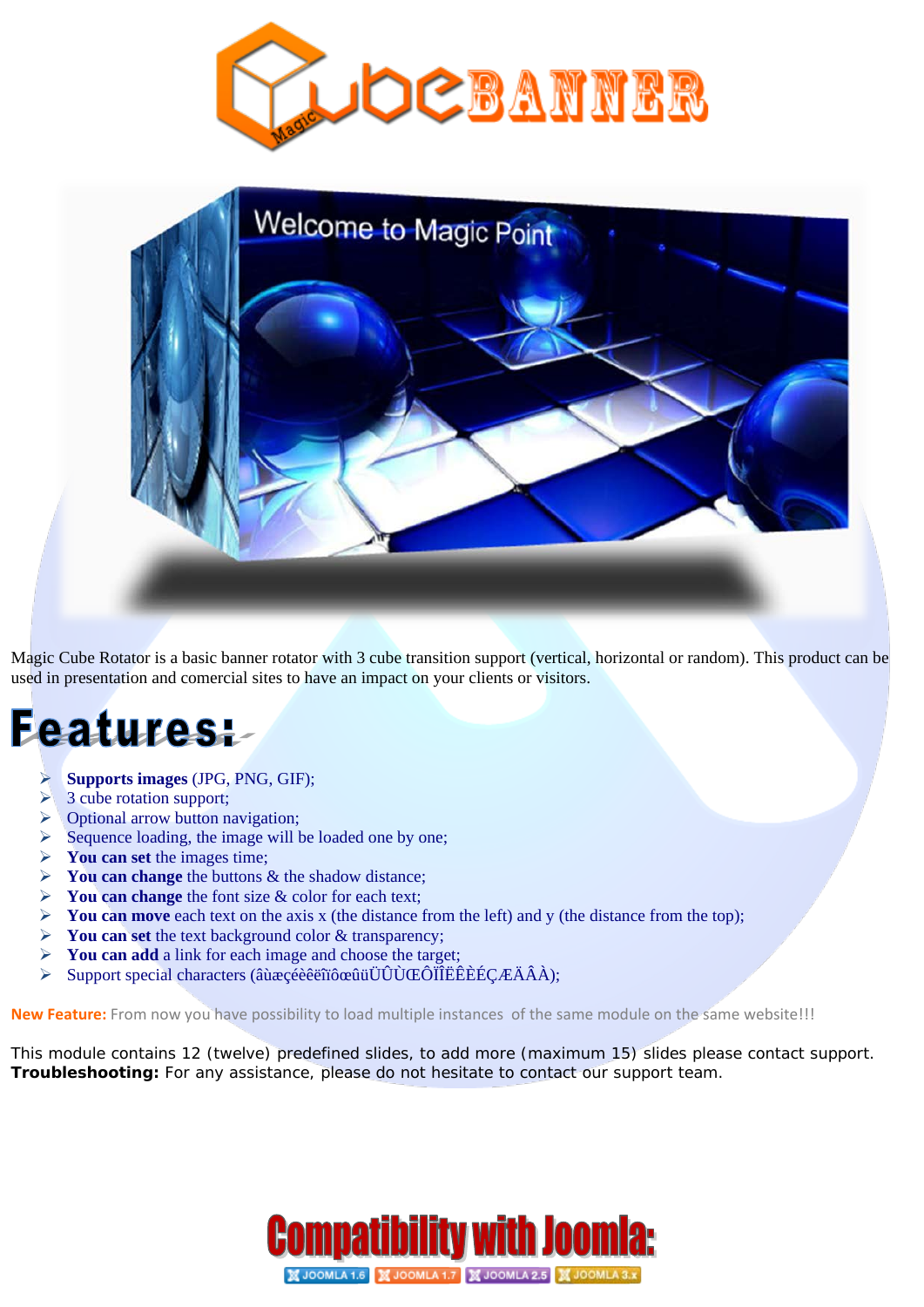# CubeBANNER

Magic Cube Rotator is a basic banner rotator with 3 cube transition support (vertical, horizontal or random). This product can be used in presentation and comercial sites to have an impact on your clients or visitors.

## Features:

- **Supports images** (JPG, PNG, GIF);
- 3 cube rotation support;
- Optional arrow button navigation;
- Sequence loading, the image will be loaded one by one;
- **You can set** the images time;
- **You can change** the buttons & the shadow distance;
- **You can change** the font size & color for each text;
- **You can move** each text on the axis x (the distance from the left) and y (the distance from the top);
- **You can set** the text background color & transparency;
- **You can add** a link for each image and choose the target;
- Support special characters (âùæçéèêëîïôœûüÜÛÙŒÔÏÎËÊÈÉÇÆÄÂÀ);

**New Feature:** From now you have possibility to load multiple instances of the same module on the same website!!!

This module contains 12 (twelve) predefined slides, to add more (maximum 15) slides please contact support.
**Troubleshooting:** For any assistance, please do not hesitate to contact our support team.

## Compatibility with Joomla:

JOOMLA 1.6 | JOOMLA 1.7 | JOOMLA 2.5 | JOOMLA 3.x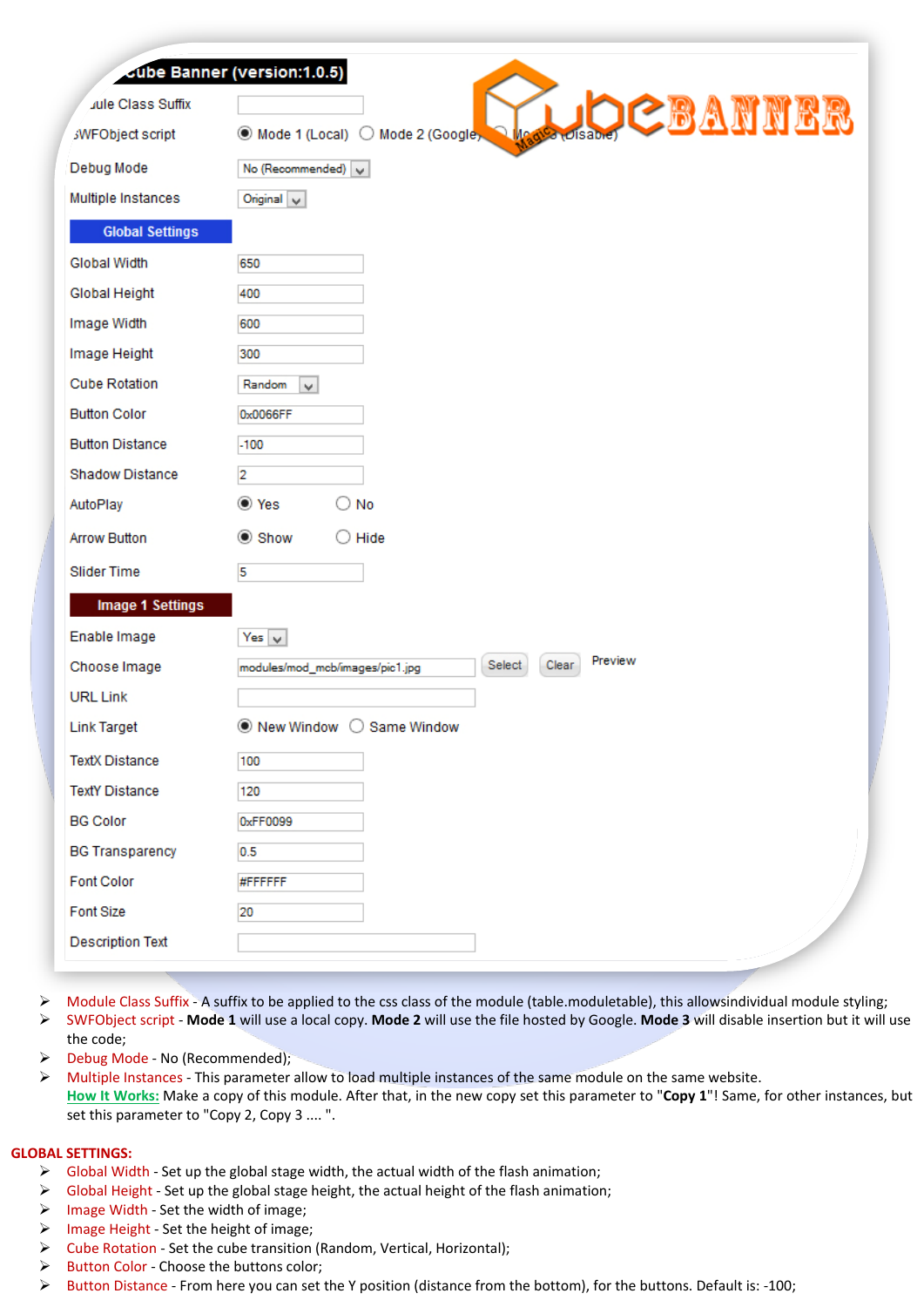- Module Class Suffix - A suffix to be applied to the css class of the module (table.moduletable), this allowsindividual module styling;
- SWFObject script - **Mode 1** will use a local copy. **Mode 2** will use the file hosted by Google. **Mode 3** will disable insertion but it will use the code;
- Debug Mode - No (Recommended);
- Multiple Instances - This parameter allow to load multiple instances of the same module on the same website.
  **How It Works:** Make a copy of this module. After that, in the new copy set this parameter to "**Copy 1**"! Same, for other instances, but set this parameter to "Copy 2, Copy 3 .... ".

**GLOBAL SETTINGS:**

- Global Width - Set up the global stage width, the actual width of the flash animation;
- Global Height - Set up the global stage height, the actual height of the flash animation;
- Image Width - Set the width of image;
- Image Height - Set the height of image;
- Cube Rotation - Set the cube transition (Random, Vertical, Horizontal);
- Button Color - Choose the buttons color;
- Button Distance - From here you can set the Y position (distance from the bottom), for the buttons. Default is: -100;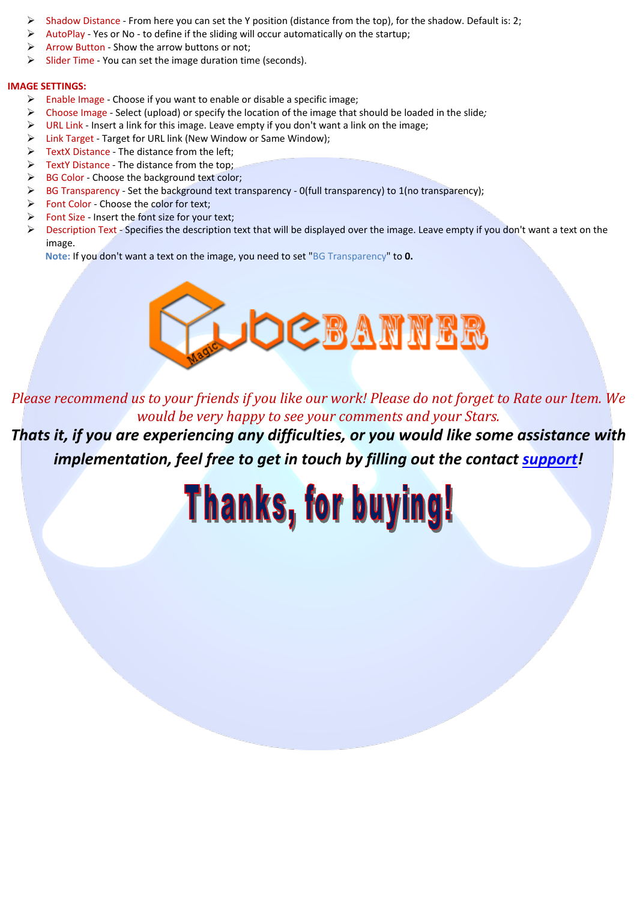- Shadow Distance - From here you can set the Y position (distance from the top), for the shadow. Default is: 2;
- AutoPlay - Yes or No - to define if the sliding will occur automatically on the startup;
- Arrow Button - Show the arrow buttons or not;
- Slider Time - You can set the image duration time (seconds).

**IMAGE SETTINGS:**

- Enable Image - Choose if you want to enable or disable a specific image;
- Choose Image - Select (upload) or specify the location of the image that should be loaded in the slide;
- URL Link - Insert a link for this image. Leave empty if you don't want a link on the image;
- Link Target - Target for URL link (New Window or Same Window);
- TextX Distance - The distance from the left;
- TextY Distance - The distance from the top;
- BG Color - Choose the background text color;
- BG Transparency - Set the background text transparency - 0(full transparency) to 1(no transparency);
- Font Color - Choose the color for text;
- Font Size - Insert the font size for your text;
- Description Text - Specifies the description text that will be displayed over the image. Leave empty if you don't want a text on the image.

  **Note:** If you don't want a text on the image, you need to set "BG Transparency" to **0.**

Magic CubeBANNER

*Please recommend us to your friends if you like our work! Please do not forget to Rate our Item. We would be very happy to see your comments and your Stars.*

***Thats it, if you are experiencing any difficulties, or you would like some assistance with implementation, feel free to get in touch by filling out the contact support!***

# Thanks, for buying!